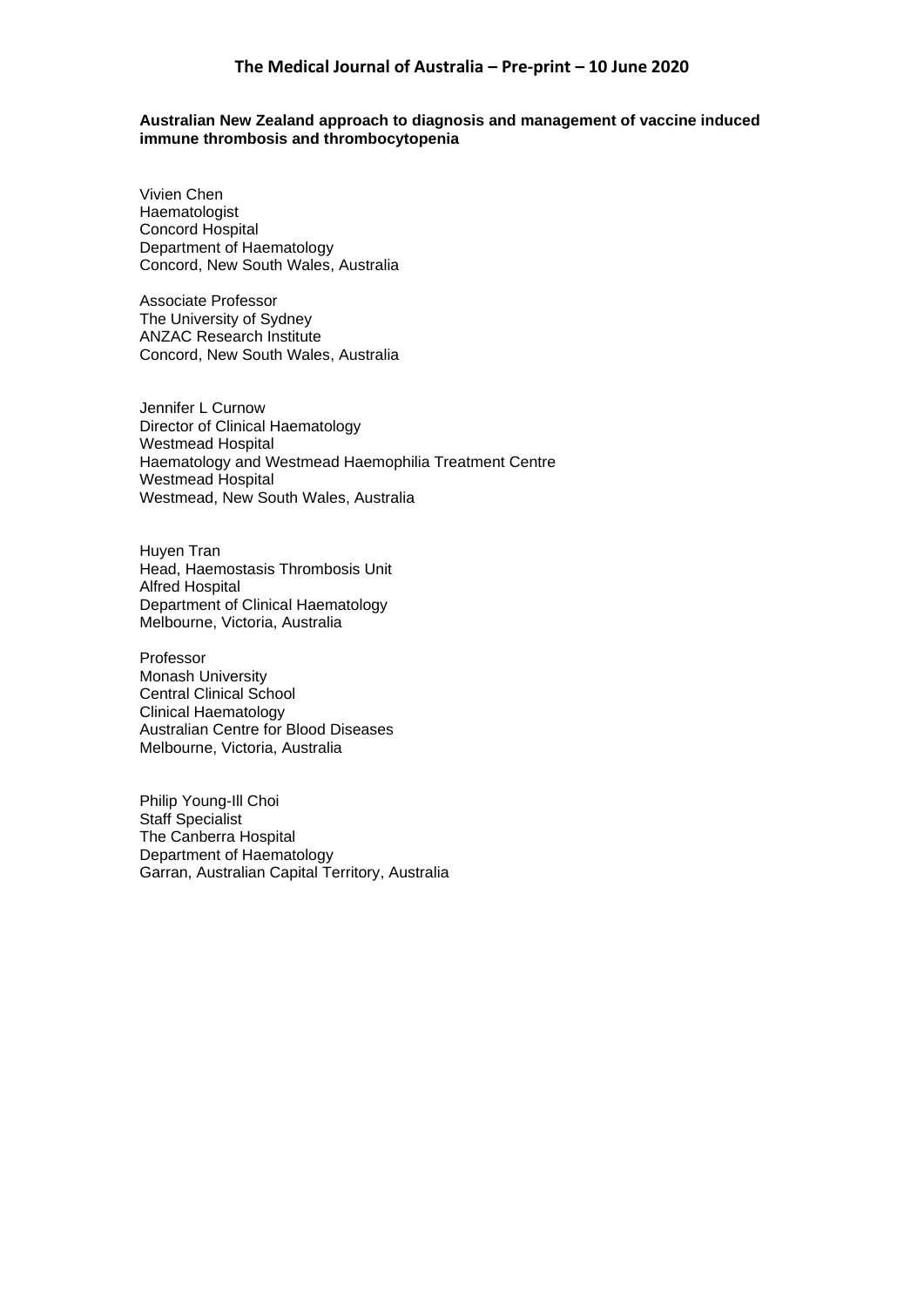**Australian New Zealand approach to diagnosis and management of vaccine induced immune thrombosis and thrombocytopenia**

Vivien Chen
Haematologist
Concord Hospital
Department of Haematology
Concord, New South Wales, Australia

Associate Professor
The University of Sydney
ANZAC Research Institute
Concord, New South Wales, Australia

Jennifer L Curnow
Director of Clinical Haematology
Westmead Hospital
Haematology and Westmead Haemophilia Treatment Centre
Westmead Hospital
Westmead, New South Wales, Australia

Huyen Tran
Head, Haemostasis Thrombosis Unit
Alfred Hospital
Department of Clinical Haematology
Melbourne, Victoria, Australia

Professor
Monash University
Central Clinical School
Clinical Haematology
Australian Centre for Blood Diseases
Melbourne, Victoria, Australia

Philip Young-Ill Choi
Staff Specialist
The Canberra Hospital
Department of Haematology
Garran, Australian Capital Territory, Australia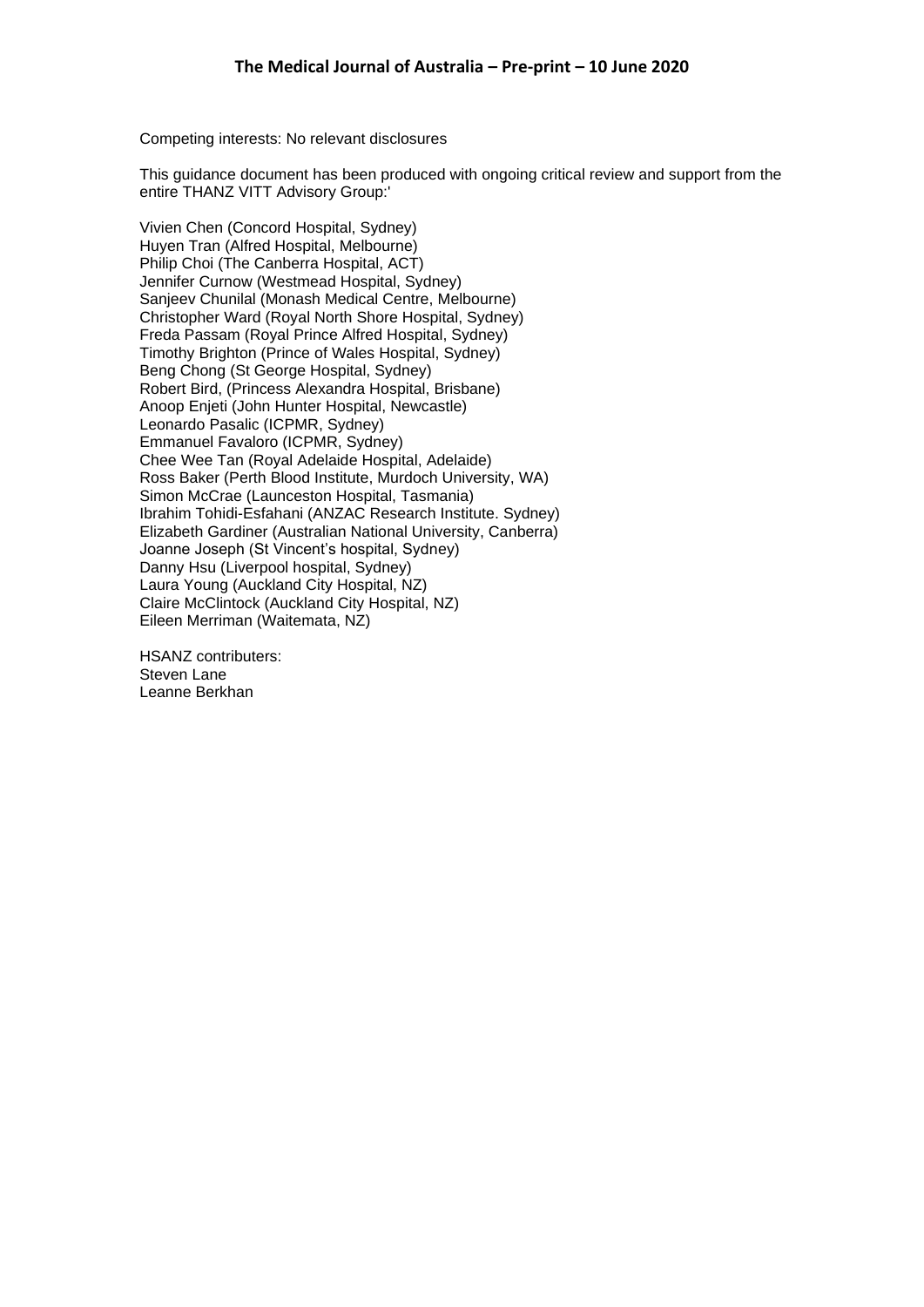Competing interests: No relevant disclosures

This guidance document has been produced with ongoing critical review and support from the entire THANZ VITT Advisory Group:'

Vivien Chen (Concord Hospital, Sydney)
Huyen Tran (Alfred Hospital, Melbourne)
Philip Choi (The Canberra Hospital, ACT)
Jennifer Curnow (Westmead Hospital, Sydney)
Sanjeev Chunilal (Monash Medical Centre, Melbourne)
Christopher Ward (Royal North Shore Hospital, Sydney)
Freda Passam (Royal Prince Alfred Hospital, Sydney)
Timothy Brighton (Prince of Wales Hospital, Sydney)
Beng Chong (St George Hospital, Sydney)
Robert Bird, (Princess Alexandra Hospital, Brisbane)
Anoop Enjeti (John Hunter Hospital, Newcastle)
Leonardo Pasalic (ICPMR, Sydney)
Emmanuel Favaloro (ICPMR, Sydney)
Chee Wee Tan (Royal Adelaide Hospital, Adelaide)
Ross Baker (Perth Blood Institute, Murdoch University, WA)
Simon McCrae (Launceston Hospital, Tasmania)
Ibrahim Tohidi-Esfahani (ANZAC Research Institute. Sydney)
Elizabeth Gardiner (Australian National University, Canberra)
Joanne Joseph (St Vincent's hospital, Sydney)
Danny Hsu (Liverpool hospital, Sydney)
Laura Young (Auckland City Hospital, NZ)
Claire McClintock (Auckland City Hospital, NZ)
Eileen Merriman (Waitemata, NZ)

HSANZ contributers:
Steven Lane
Leanne Berkhan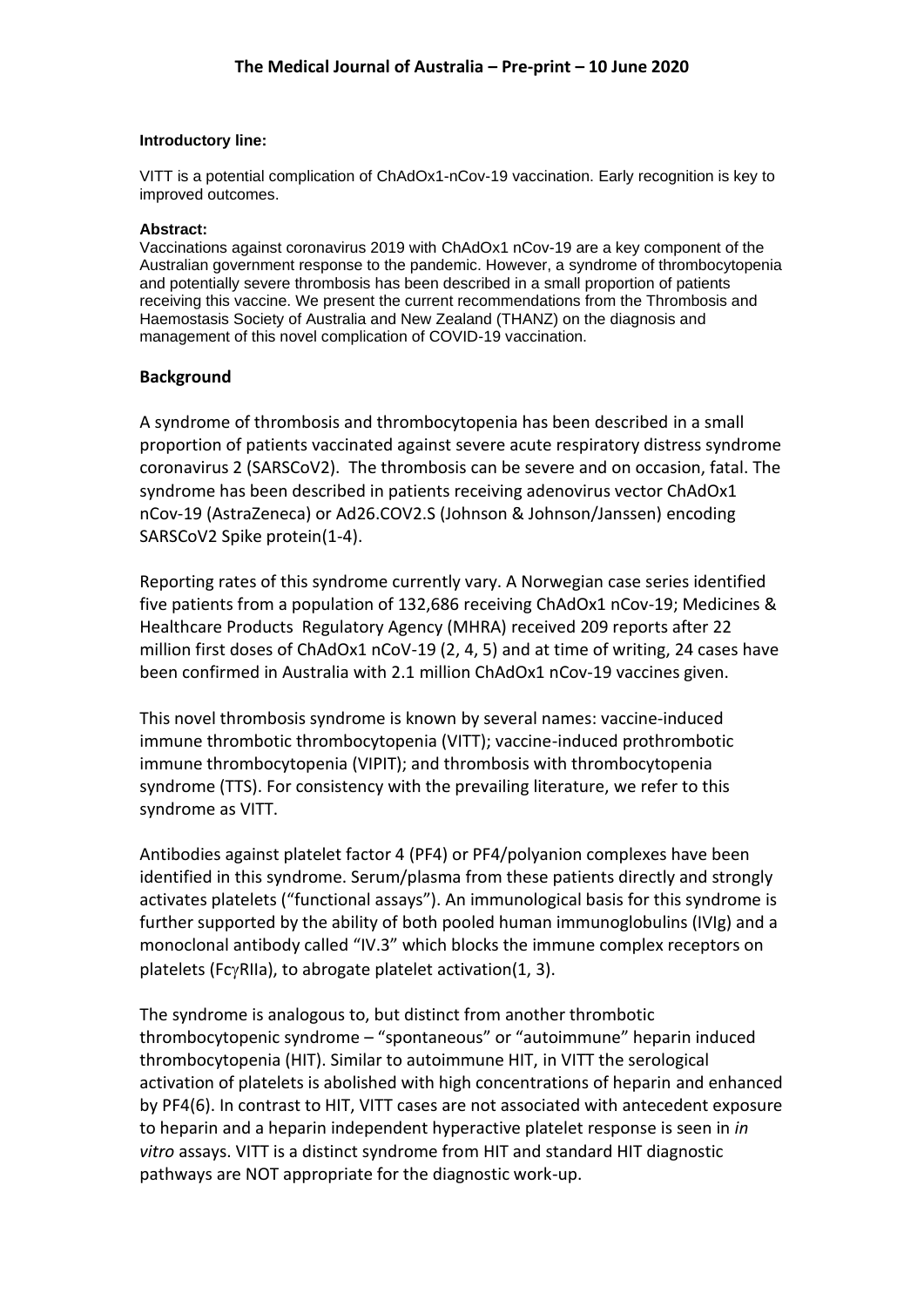**Introductory line:**

VITT is a potential complication of ChAdOx1-nCov-19 vaccination. Early recognition is key to improved outcomes.

**Abstract:**

Vaccinations against coronavirus 2019 with ChAdOx1 nCov-19 are a key component of the Australian government response to the pandemic. However, a syndrome of thrombocytopenia and potentially severe thrombosis has been described in a small proportion of patients receiving this vaccine. We present the current recommendations from the Thrombosis and Haemostasis Society of Australia and New Zealand (THANZ) on the diagnosis and management of this novel complication of COVID-19 vaccination.

## Background

A syndrome of thrombosis and thrombocytopenia has been described in a small proportion of patients vaccinated against severe acute respiratory distress syndrome coronavirus 2 (SARSCoV2). The thrombosis can be severe and on occasion, fatal. The syndrome has been described in patients receiving adenovirus vector ChAdOx1 nCov-19 (AstraZeneca) or Ad26.COV2.S (Johnson & Johnson/Janssen) encoding SARSCoV2 Spike protein(1-4).

Reporting rates of this syndrome currently vary. A Norwegian case series identified five patients from a population of 132,686 receiving ChAdOx1 nCov-19; Medicines & Healthcare Products Regulatory Agency (MHRA) received 209 reports after 22 million first doses of ChAdOx1 nCoV-19 (2, 4, 5) and at time of writing, 24 cases have been confirmed in Australia with 2.1 million ChAdOx1 nCov-19 vaccines given.

This novel thrombosis syndrome is known by several names: vaccine-induced immune thrombotic thrombocytopenia (VITT); vaccine-induced prothrombotic immune thrombocytopenia (VIPIT); and thrombosis with thrombocytopenia syndrome (TTS). For consistency with the prevailing literature, we refer to this syndrome as VITT.

Antibodies against platelet factor 4 (PF4) or PF4/polyanion complexes have been identified in this syndrome. Serum/plasma from these patients directly and strongly activates platelets ("functional assays"). An immunological basis for this syndrome is further supported by the ability of both pooled human immunoglobulins (IVIg) and a monoclonal antibody called "IV.3" which blocks the immune complex receptors on platelets (FcγRIIa), to abrogate platelet activation(1, 3).

The syndrome is analogous to, but distinct from another thrombotic thrombocytopenic syndrome – "spontaneous" or "autoimmune" heparin induced thrombocytopenia (HIT). Similar to autoimmune HIT, in VITT the serological activation of platelets is abolished with high concentrations of heparin and enhanced by PF4(6). In contrast to HIT, VITT cases are not associated with antecedent exposure to heparin and a heparin independent hyperactive platelet response is seen in *in vitro* assays. VITT is a distinct syndrome from HIT and standard HIT diagnostic pathways are NOT appropriate for the diagnostic work-up.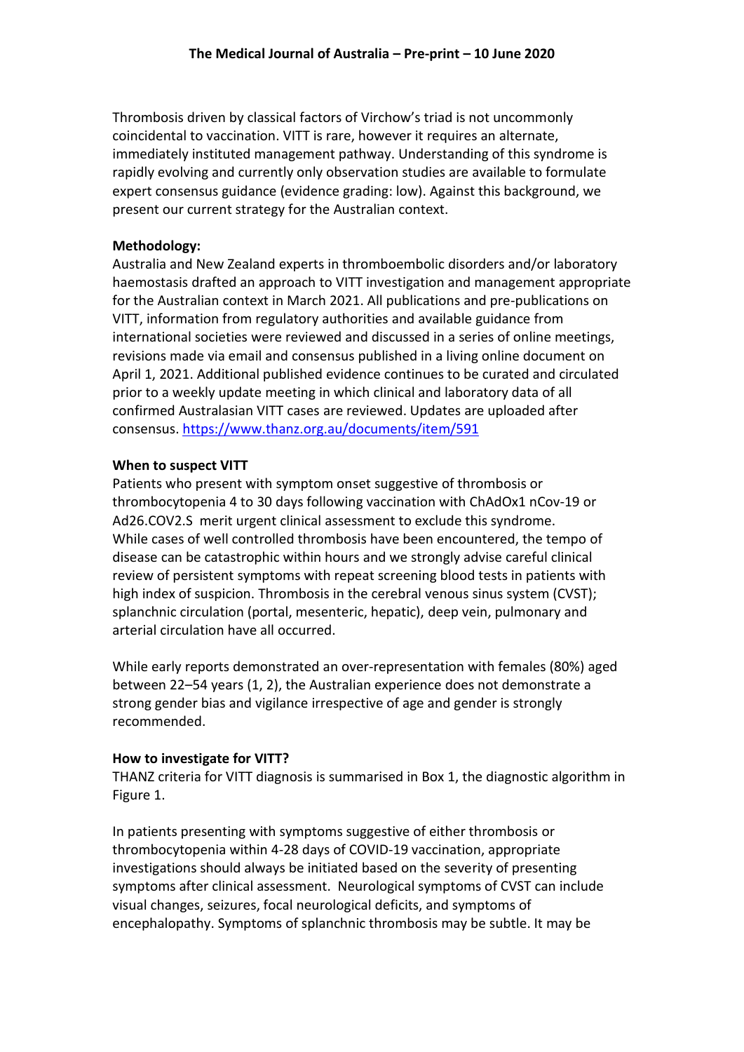Thrombosis driven by classical factors of Virchow's triad is not uncommonly coincidental to vaccination. VITT is rare, however it requires an alternate, immediately instituted management pathway. Understanding of this syndrome is rapidly evolving and currently only observation studies are available to formulate expert consensus guidance (evidence grading: low). Against this background, we present our current strategy for the Australian context.

**Methodology:**

Australia and New Zealand experts in thromboembolic disorders and/or laboratory haemostasis drafted an approach to VITT investigation and management appropriate for the Australian context in March 2021. All publications and pre-publications on VITT, information from regulatory authorities and available guidance from international societies were reviewed and discussed in a series of online meetings, revisions made via email and consensus published in a living online document on April 1, 2021. Additional published evidence continues to be curated and circulated prior to a weekly update meeting in which clinical and laboratory data of all confirmed Australasian VITT cases are reviewed. Updates are uploaded after consensus. https://www.thanz.org.au/documents/item/591

**When to suspect VITT**

Patients who present with symptom onset suggestive of thrombosis or thrombocytopenia 4 to 30 days following vaccination with ChAdOx1 nCov-19 or Ad26.COV2.S merit urgent clinical assessment to exclude this syndrome. While cases of well controlled thrombosis have been encountered, the tempo of disease can be catastrophic within hours and we strongly advise careful clinical review of persistent symptoms with repeat screening blood tests in patients with high index of suspicion. Thrombosis in the cerebral venous sinus system (CVST); splanchnic circulation (portal, mesenteric, hepatic), deep vein, pulmonary and arterial circulation have all occurred.

While early reports demonstrated an over-representation with females (80%) aged between 22–54 years (1, 2), the Australian experience does not demonstrate a strong gender bias and vigilance irrespective of age and gender is strongly recommended.

**How to investigate for VITT?**

THANZ criteria for VITT diagnosis is summarised in Box 1, the diagnostic algorithm in Figure 1.

In patients presenting with symptoms suggestive of either thrombosis or thrombocytopenia within 4-28 days of COVID-19 vaccination, appropriate investigations should always be initiated based on the severity of presenting symptoms after clinical assessment. Neurological symptoms of CVST can include visual changes, seizures, focal neurological deficits, and symptoms of encephalopathy. Symptoms of splanchnic thrombosis may be subtle. It may be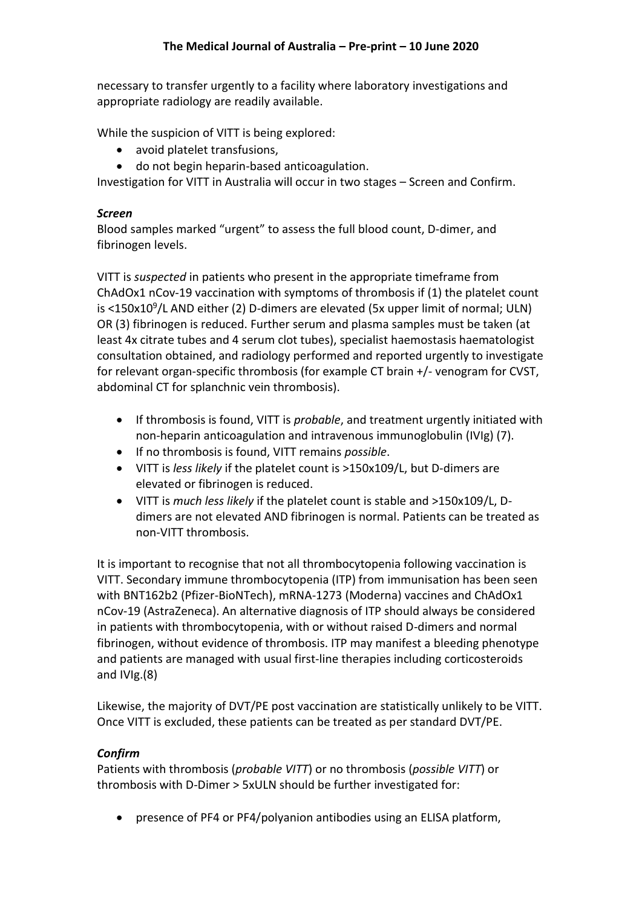necessary to transfer urgently to a facility where laboratory investigations and appropriate radiology are readily available.

While the suspicion of VITT is being explored:

- avoid platelet transfusions,
- do not begin heparin-based anticoagulation.

Investigation for VITT in Australia will occur in two stages – Screen and Confirm.

### *Screen*

Blood samples marked "urgent" to assess the full blood count, D-dimer, and fibrinogen levels.

VITT is *suspected* in patients who present in the appropriate timeframe from ChAdOx1 nCov-19 vaccination with symptoms of thrombosis if (1) the platelet count is <150x$10^9$/L AND either (2) D-dimers are elevated (5x upper limit of normal; ULN) OR (3) fibrinogen is reduced. Further serum and plasma samples must be taken (at least 4x citrate tubes and 4 serum clot tubes), specialist haemostasis haematologist consultation obtained, and radiology performed and reported urgently to investigate for relevant organ-specific thrombosis (for example CT brain +/- venogram for CVST, abdominal CT for splanchnic vein thrombosis).

- If thrombosis is found, VITT is *probable*, and treatment urgently initiated with non-heparin anticoagulation and intravenous immunoglobulin (IVIg) (7).
- If no thrombosis is found, VITT remains *possible*.
- VITT is *less likely* if the platelet count is >150x109/L, but D-dimers are elevated or fibrinogen is reduced.
- VITT is *much less likely* if the platelet count is stable and >150x109/L, D-dimers are not elevated AND fibrinogen is normal. Patients can be treated as non-VITT thrombosis.

It is important to recognise that not all thrombocytopenia following vaccination is VITT. Secondary immune thrombocytopenia (ITP) from immunisation has been seen with BNT162b2 (Pfizer-BioNTech), mRNA-1273 (Moderna) vaccines and ChAdOx1 nCov-19 (AstraZeneca). An alternative diagnosis of ITP should always be considered in patients with thrombocytopenia, with or without raised D-dimers and normal fibrinogen, without evidence of thrombosis. ITP may manifest a bleeding phenotype and patients are managed with usual first-line therapies including corticosteroids and IVIg.(8)

Likewise, the majority of DVT/PE post vaccination are statistically unlikely to be VITT. Once VITT is excluded, these patients can be treated as per standard DVT/PE.

### *Confirm*

Patients with thrombosis (*probable VITT*) or no thrombosis (*possible VITT*) or thrombosis with D-Dimer > 5xULN should be further investigated for:

- presence of PF4 or PF4/polyanion antibodies using an ELISA platform,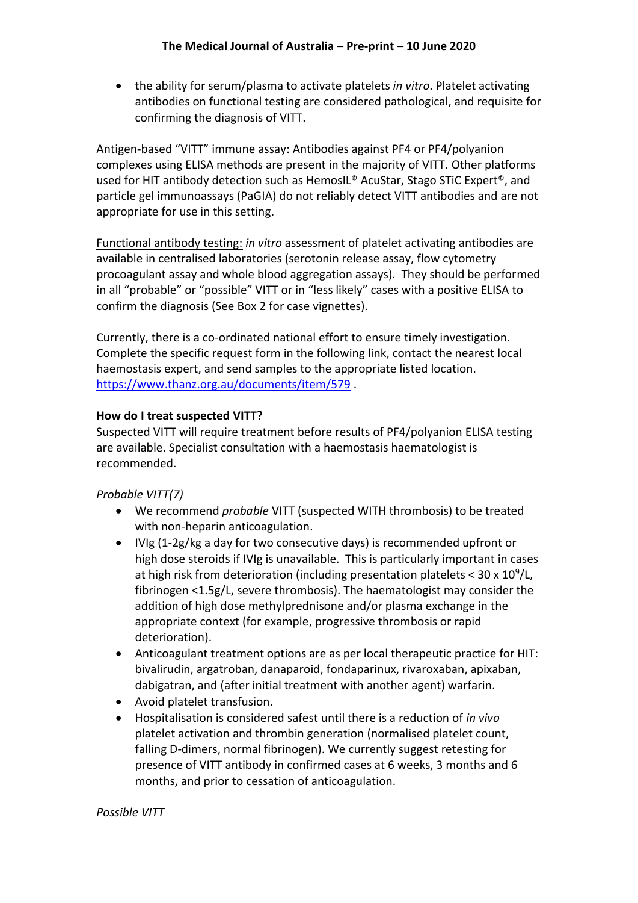- the ability for serum/plasma to activate platelets *in vitro*. Platelet activating antibodies on functional testing are considered pathological, and requisite for confirming the diagnosis of VITT.

Antigen-based "VITT" immune assay: Antibodies against PF4 or PF4/polyanion complexes using ELISA methods are present in the majority of VITT. Other platforms used for HIT antibody detection such as HemosIL® AcuStar, Stago STiC Expert®, and particle gel immunoassays (PaGIA) do not reliably detect VITT antibodies and are not appropriate for use in this setting.

Functional antibody testing: *in vitro* assessment of platelet activating antibodies are available in centralised laboratories (serotonin release assay, flow cytometry procoagulant assay and whole blood aggregation assays). They should be performed in all "probable" or "possible" VITT or in "less likely" cases with a positive ELISA to confirm the diagnosis (See Box 2 for case vignettes).

Currently, there is a co-ordinated national effort to ensure timely investigation. Complete the specific request form in the following link, contact the nearest local haemostasis expert, and send samples to the appropriate listed location. https://www.thanz.org.au/documents/item/579 .

**How do I treat suspected VITT?**

Suspected VITT will require treatment before results of PF4/polyanion ELISA testing are available. Specialist consultation with a haemostasis haematologist is recommended.

*Probable VITT(7)*

- We recommend *probable* VITT (suspected WITH thrombosis) to be treated with non-heparin anticoagulation.
- IVIg (1-2g/kg a day for two consecutive days) is recommended upfront or high dose steroids if IVIg is unavailable. This is particularly important in cases at high risk from deterioration (including presentation platelets < 30 x $10^9$/L, fibrinogen <1.5g/L, severe thrombosis). The haematologist may consider the addition of high dose methylprednisone and/or plasma exchange in the appropriate context (for example, progressive thrombosis or rapid deterioration).
- Anticoagulant treatment options are as per local therapeutic practice for HIT: bivalirudin, argatroban, danaparoid, fondaparinux, rivaroxaban, apixaban, dabigatran, and (after initial treatment with another agent) warfarin.
- Avoid platelet transfusion.
- Hospitalisation is considered safest until there is a reduction of *in vivo* platelet activation and thrombin generation (normalised platelet count, falling D-dimers, normal fibrinogen). We currently suggest retesting for presence of VITT antibody in confirmed cases at 6 weeks, 3 months and 6 months, and prior to cessation of anticoagulation.

*Possible VITT*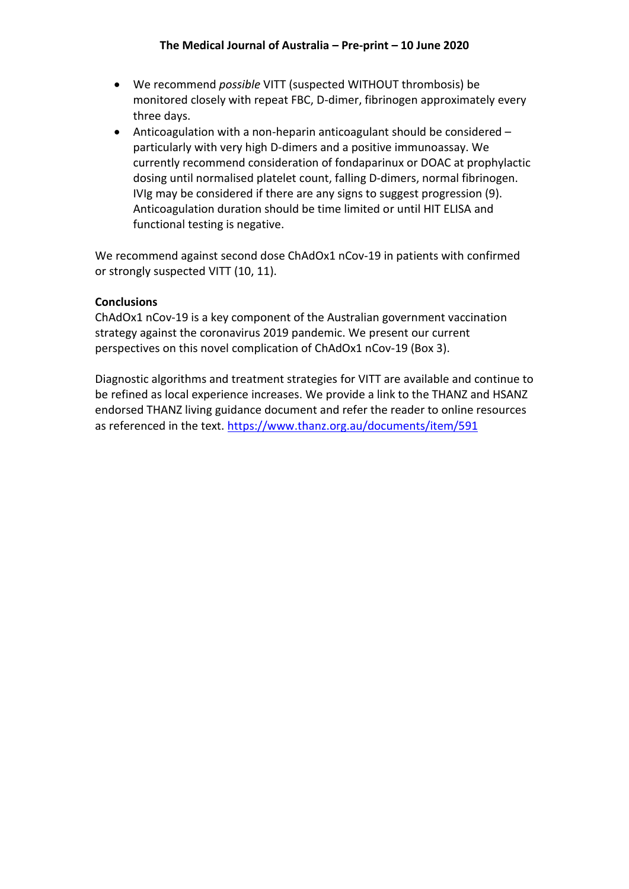- We recommend *possible* VITT (suspected WITHOUT thrombosis) be monitored closely with repeat FBC, D-dimer, fibrinogen approximately every three days.
- Anticoagulation with a non-heparin anticoagulant should be considered – particularly with very high D-dimers and a positive immunoassay. We currently recommend consideration of fondaparinux or DOAC at prophylactic dosing until normalised platelet count, falling D-dimers, normal fibrinogen. IVIg may be considered if there are any signs to suggest progression (9). Anticoagulation duration should be time limited or until HIT ELISA and functional testing is negative.

We recommend against second dose ChAdOx1 nCov-19 in patients with confirmed or strongly suspected VITT (10, 11).

**Conclusions**

ChAdOx1 nCov-19 is a key component of the Australian government vaccination strategy against the coronavirus 2019 pandemic. We present our current perspectives on this novel complication of ChAdOx1 nCov-19 (Box 3).

Diagnostic algorithms and treatment strategies for VITT are available and continue to be refined as local experience increases. We provide a link to the THANZ and HSANZ endorsed THANZ living guidance document and refer the reader to online resources as referenced in the text. https://www.thanz.org.au/documents/item/591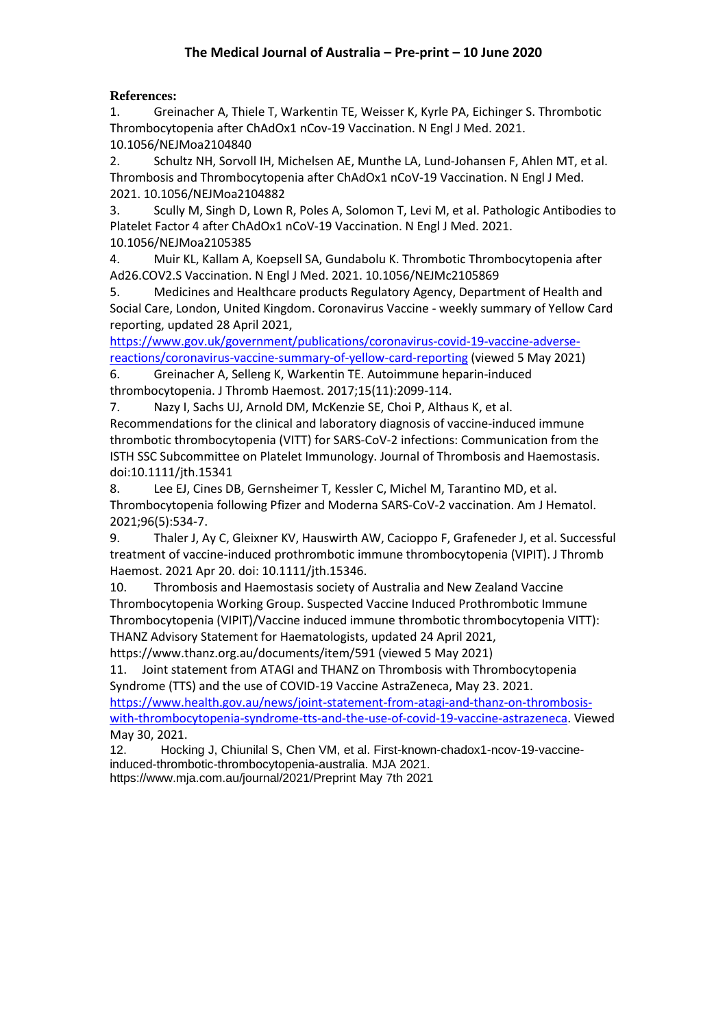**References:**

1. Greinacher A, Thiele T, Warkentin TE, Weisser K, Kyrle PA, Eichinger S. Thrombotic Thrombocytopenia after ChAdOx1 nCov-19 Vaccination. N Engl J Med. 2021. 10.1056/NEJMoa2104840
2. Schultz NH, Sorvoll IH, Michelsen AE, Munthe LA, Lund-Johansen F, Ahlen MT, et al. Thrombosis and Thrombocytopenia after ChAdOx1 nCoV-19 Vaccination. N Engl J Med. 2021. 10.1056/NEJMoa2104882
3. Scully M, Singh D, Lown R, Poles A, Solomon T, Levi M, et al. Pathologic Antibodies to Platelet Factor 4 after ChAdOx1 nCoV-19 Vaccination. N Engl J Med. 2021. 10.1056/NEJMoa2105385
4. Muir KL, Kallam A, Koepsell SA, Gundabolu K. Thrombotic Thrombocytopenia after Ad26.COV2.S Vaccination. N Engl J Med. 2021. 10.1056/NEJMc2105869
5. Medicines and Healthcare products Regulatory Agency, Department of Health and Social Care, London, United Kingdom. Coronavirus Vaccine - weekly summary of Yellow Card reporting, updated 28 April 2021, https://www.gov.uk/government/publications/coronavirus-covid-19-vaccine-adverse-reactions/coronavirus-vaccine-summary-of-yellow-card-reporting (viewed 5 May 2021)
6. Greinacher A, Selleng K, Warkentin TE. Autoimmune heparin-induced thrombocytopenia. J Thromb Haemost. 2017;15(11):2099-114.
7. Nazy I, Sachs UJ, Arnold DM, McKenzie SE, Choi P, Althaus K, et al. Recommendations for the clinical and laboratory diagnosis of vaccine-induced immune thrombotic thrombocytopenia (VITT) for SARS-CoV-2 infections: Communication from the ISTH SSC Subcommittee on Platelet Immunology. Journal of Thrombosis and Haemostasis. doi:10.1111/jth.15341
8. Lee EJ, Cines DB, Gernsheimer T, Kessler C, Michel M, Tarantino MD, et al. Thrombocytopenia following Pfizer and Moderna SARS-CoV-2 vaccination. Am J Hematol. 2021;96(5):534-7.
9. Thaler J, Ay C, Gleixner KV, Hauswirth AW, Cacioppo F, Grafeneder J, et al. Successful treatment of vaccine-induced prothrombotic immune thrombocytopenia (VIPIT). J Thromb Haemost. 2021 Apr 20. doi: 10.1111/jth.15346.
10. Thrombosis and Haemostasis society of Australia and New Zealand Vaccine Thrombocytopenia Working Group. Suspected Vaccine Induced Prothrombotic Immune Thrombocytopenia (VIPIT)/Vaccine induced immune thrombotic thrombocytopenia VITT): THANZ Advisory Statement for Haematologists, updated 24 April 2021, https://www.thanz.org.au/documents/item/591 (viewed 5 May 2021)
11. Joint statement from ATAGI and THANZ on Thrombosis with Thrombocytopenia Syndrome (TTS) and the use of COVID-19 Vaccine AstraZeneca, May 23. 2021. https://www.health.gov.au/news/joint-statement-from-atagi-and-thanz-on-thrombosis-with-thrombocytopenia-syndrome-tts-and-the-use-of-covid-19-vaccine-astrazeneca. Viewed May 30, 2021.
12. Hocking J, Chiunilal S, Chen VM, et al. First-known-chadox1-ncov-19-vaccine-induced-thrombotic-thrombocytopenia-australia. MJA 2021. https://www.mja.com.au/journal/2021/Preprint May 7th 2021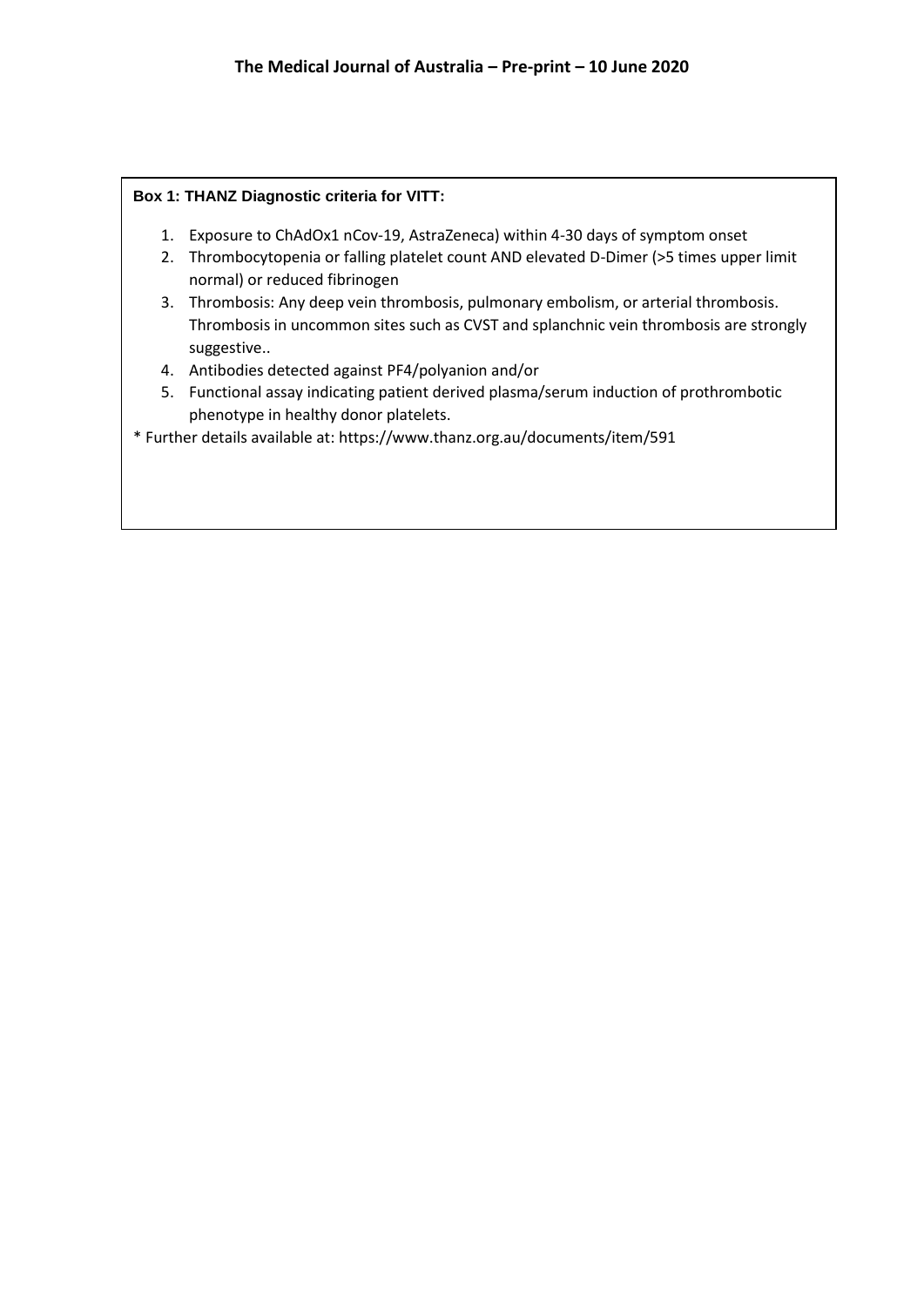**Box 1: THANZ Diagnostic criteria for VITT:**

1. Exposure to ChAdOx1 nCov-19, AstraZeneca) within 4-30 days of symptom onset
2. Thrombocytopenia or falling platelet count AND elevated D-Dimer (>5 times upper limit normal) or reduced fibrinogen
3. Thrombosis: Any deep vein thrombosis, pulmonary embolism, or arterial thrombosis. Thrombosis in uncommon sites such as CVST and splanchnic vein thrombosis are strongly suggestive..
4. Antibodies detected against PF4/polyanion and/or
5. Functional assay indicating patient derived plasma/serum induction of prothrombotic phenotype in healthy donor platelets.

* Further details available at: https://www.thanz.org.au/documents/item/591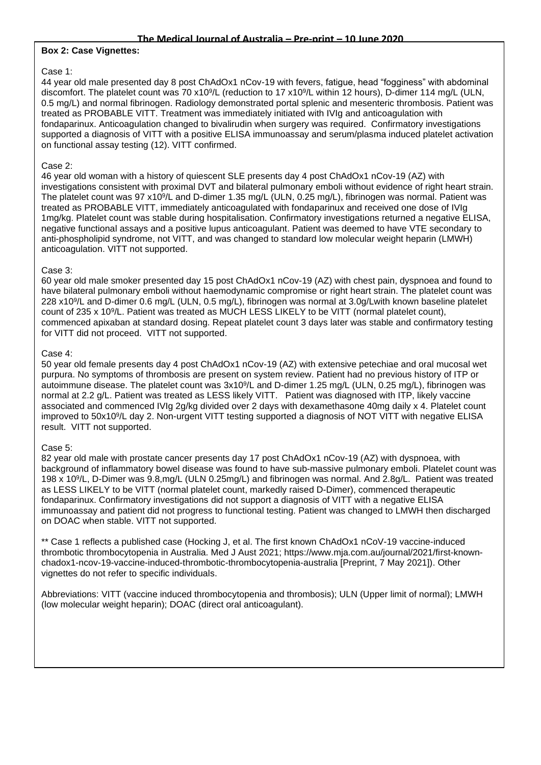**Box 2: Case Vignettes:**

Case 1:
44 year old male presented day 8 post ChAdOx1 nCov-19 with fevers, fatigue, head "fogginess" with abdominal discomfort. The platelet count was 70 $x10^9$/L (reduction to 17 $x10^9$/L within 12 hours), D-dimer 114 mg/L (ULN, 0.5 mg/L) and normal fibrinogen. Radiology demonstrated portal splenic and mesenteric thrombosis. Patient was treated as PROBABLE VITT. Treatment was immediately initiated with IVIg and anticoagulation with fondaparinux. Anticoagulation changed to bivalirudin when surgery was required. Confirmatory investigations supported a diagnosis of VITT with a positive ELISA immunoassay and serum/plasma induced platelet activation on functional assay testing (12). VITT confirmed.

Case 2:
46 year old woman with a history of quiescent SLE presents day 4 post ChAdOx1 nCov-19 (AZ) with investigations consistent with proximal DVT and bilateral pulmonary emboli without evidence of right heart strain. The platelet count was 97 $x10^9$/L and D-dimer 1.35 mg/L (ULN, 0.25 mg/L), fibrinogen was normal. Patient was treated as PROBABLE VITT, immediately anticoagulated with fondaparinux and received one dose of IVIg 1mg/kg. Platelet count was stable during hospitalisation. Confirmatory investigations returned a negative ELISA, negative functional assays and a positive lupus anticoagulant. Patient was deemed to have VTE secondary to anti-phospholipid syndrome, not VITT, and was changed to standard low molecular weight heparin (LMWH) anticoagulation. VITT not supported.

Case 3:
60 year old male smoker presented day 15 post ChAdOx1 nCov-19 (AZ) with chest pain, dyspnoea and found to have bilateral pulmonary emboli without haemodynamic compromise or right heart strain. The platelet count was 228 $x10^9$/L and D-dimer 0.6 mg/L (ULN, 0.5 mg/L), fibrinogen was normal at 3.0g/Lwith known baseline platelet count of 235 x $10^9$/L. Patient was treated as MUCH LESS LIKELY to be VITT (normal platelet count), commenced apixaban at standard dosing. Repeat platelet count 3 days later was stable and confirmatory testing for VITT did not proceed. VITT not supported.

Case 4:
50 year old female presents day 4 post ChAdOx1 nCov-19 (AZ) with extensive petechiae and oral mucosal wet purpura. No symptoms of thrombosis are present on system review. Patient had no previous history of ITP or autoimmune disease. The platelet count was $3x10^9$/L and D-dimer 1.25 mg/L (ULN, 0.25 mg/L), fibrinogen was normal at 2.2 g/L. Patient was treated as LESS likely VITT. Patient was diagnosed with ITP, likely vaccine associated and commenced IVIg 2g/kg divided over 2 days with dexamethasone 40mg daily x 4. Platelet count improved to $50x10^9$/L day 2. Non-urgent VITT testing supported a diagnosis of NOT VITT with negative ELISA result. VITT not supported.

Case 5:
82 year old male with prostate cancer presents day 17 post ChAdOx1 nCov-19 (AZ) with dyspnoea, with background of inflammatory bowel disease was found to have sub-massive pulmonary emboli. Platelet count was 198 x $10^9$/L, D-Dimer was 9.8,mg/L (ULN 0.25mg/L) and fibrinogen was normal. And 2.8g/L. Patient was treated as LESS LIKELY to be VITT (normal platelet count, markedly raised D-Dimer), commenced therapeutic fondaparinux. Confirmatory investigations did not support a diagnosis of VITT with a negative ELISA immunoassay and patient did not progress to functional testing. Patient was changed to LMWH then discharged on DOAC when stable. VITT not supported.

** Case 1 reflects a published case (Hocking J, et al. The first known ChAdOx1 nCoV-19 vaccine-induced thrombotic thrombocytopenia in Australia. Med J Aust 2021; https://www.mja.com.au/journal/2021/first-known-chadox1-ncov-19-vaccine-induced-thrombotic-thrombocytopenia-australia [Preprint, 7 May 2021]). Other vignettes do not refer to specific individuals.

Abbreviations: VITT (vaccine induced thrombocytopenia and thrombosis); ULN (Upper limit of normal); LMWH (low molecular weight heparin); DOAC (direct oral anticoagulant).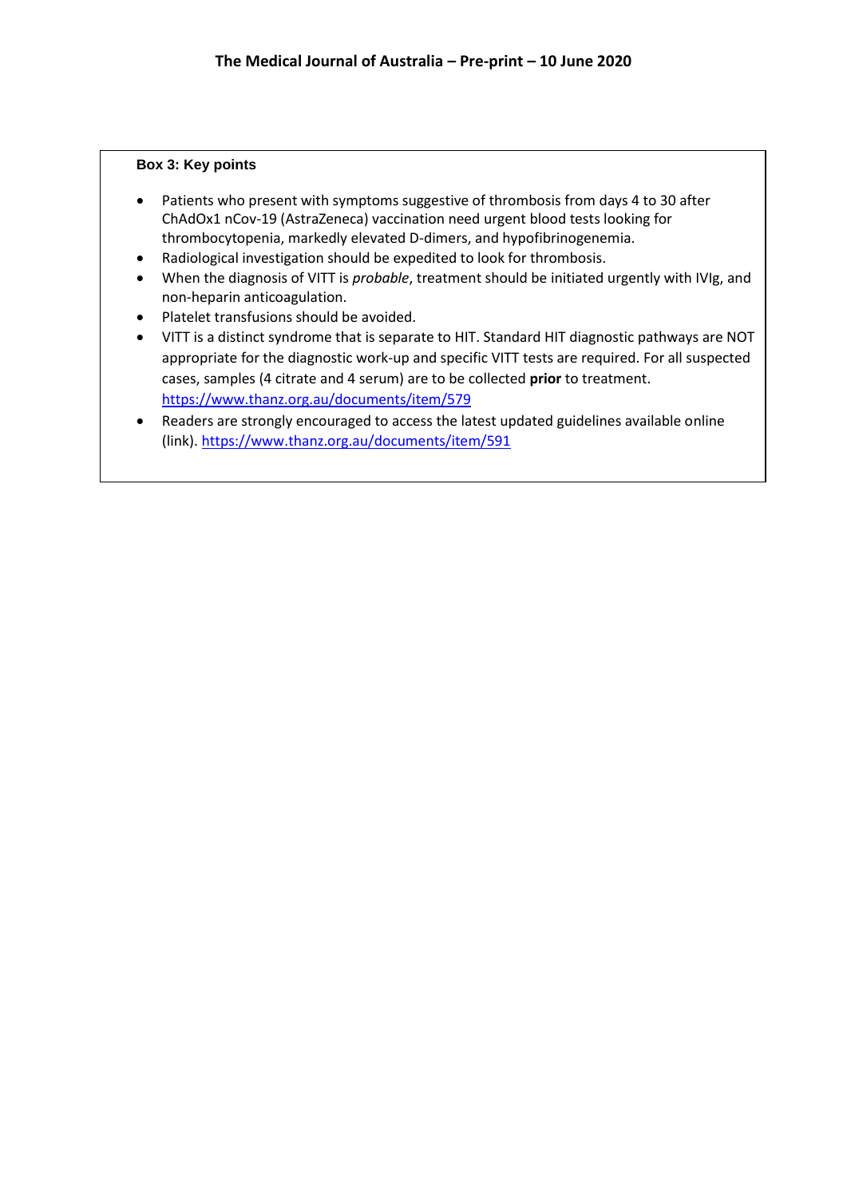**Box 3: Key points**

- Patients who present with symptoms suggestive of thrombosis from days 4 to 30 after ChAdOx1 nCov-19 (AstraZeneca) vaccination need urgent blood tests looking for thrombocytopenia, markedly elevated D-dimers, and hypofibrinogenemia.
- Radiological investigation should be expedited to look for thrombosis.
- When the diagnosis of VITT is *probable*, treatment should be initiated urgently with IVIg, and non-heparin anticoagulation.
- Platelet transfusions should be avoided.
- VITT is a distinct syndrome that is separate to HIT. Standard HIT diagnostic pathways are NOT appropriate for the diagnostic work-up and specific VITT tests are required. For all suspected cases, samples (4 citrate and 4 serum) are to be collected **prior** to treatment. https://www.thanz.org.au/documents/item/579
- Readers are strongly encouraged to access the latest updated guidelines available online (link). https://www.thanz.org.au/documents/item/591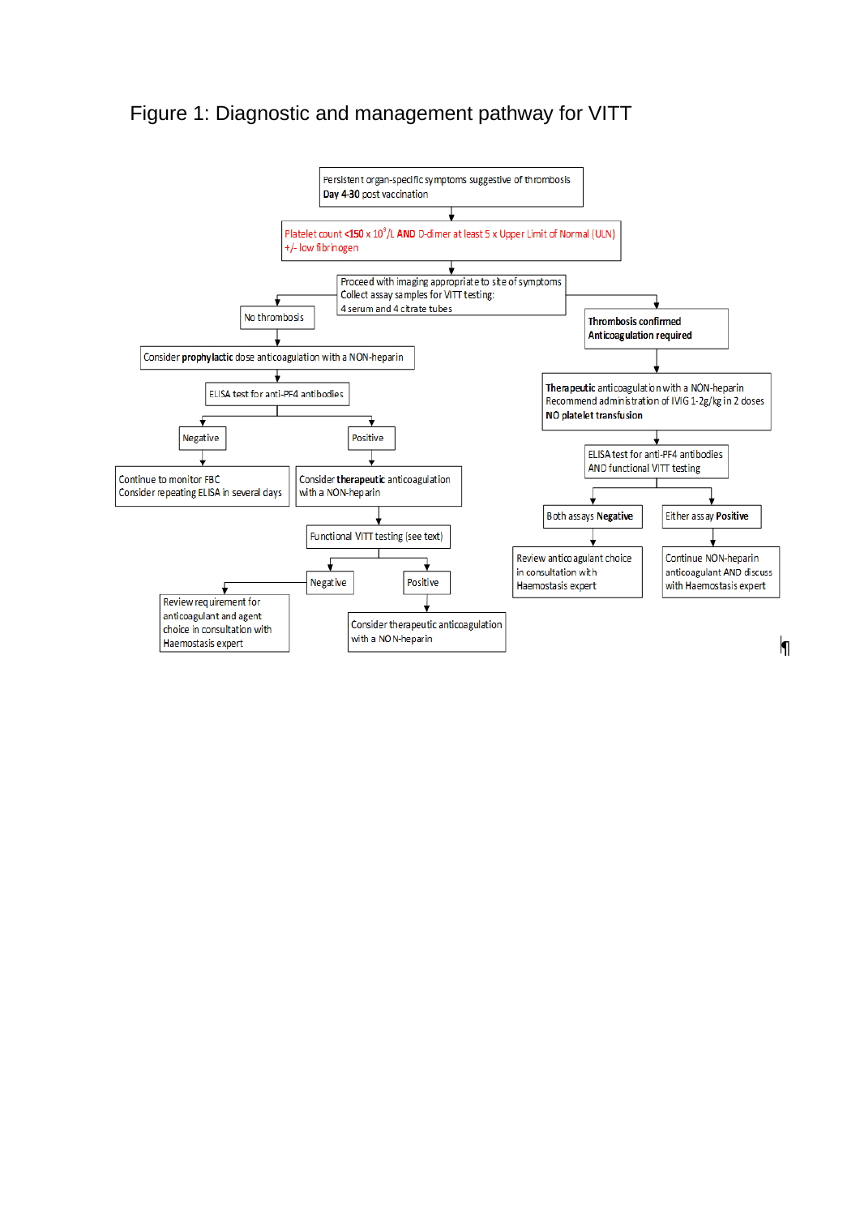Figure 1: Diagnostic and management pathway for VITT

Persistent organ-specific symptoms suggestive of thrombosis
**Day 4-30** post vaccination

Platelet count **<150** x $10^9$/L **AND** D-dimer at least 5 x Upper Limit of Normal (ULN)
+/- low fibrinogen

Proceed with imaging appropriate to site of symptoms
Collect assay samples for VITT testing:
4 serum and 4 citrate tubes

No thrombosis

Consider **prophylactic** dose anticoagulation with a NON-heparin

ELISA test for anti-PF4 antibodies

Negative

Continue to monitor FBC
Consider repeating ELISA in several days

Positive

Consider **therapeutic** anticoagulation with a NON-heparin

Functional VITT testing (see text)

Negative

Review requirement for anticoagulant and agent choice in consultation with Haemostasis expert

Positive

Consider therapeutic anticoagulation with a NON-heparin

**Thrombosis confirmed**
**Anticoagulation required**

**Therapeutic** anticoagulation with a NON-heparin
Recommend administration of IVIG 1-2g/kg in 2 doses
**NO platelet transfusion**

ELISA test for anti-PF4 antibodies
AND functional VITT testing

Both assays **Negative**

Review anticoagulant choice in consultation with Haemostasis expert

Either assay **Positive**

Continue NON-heparin anticoagulant AND discuss with Haemostasis expert